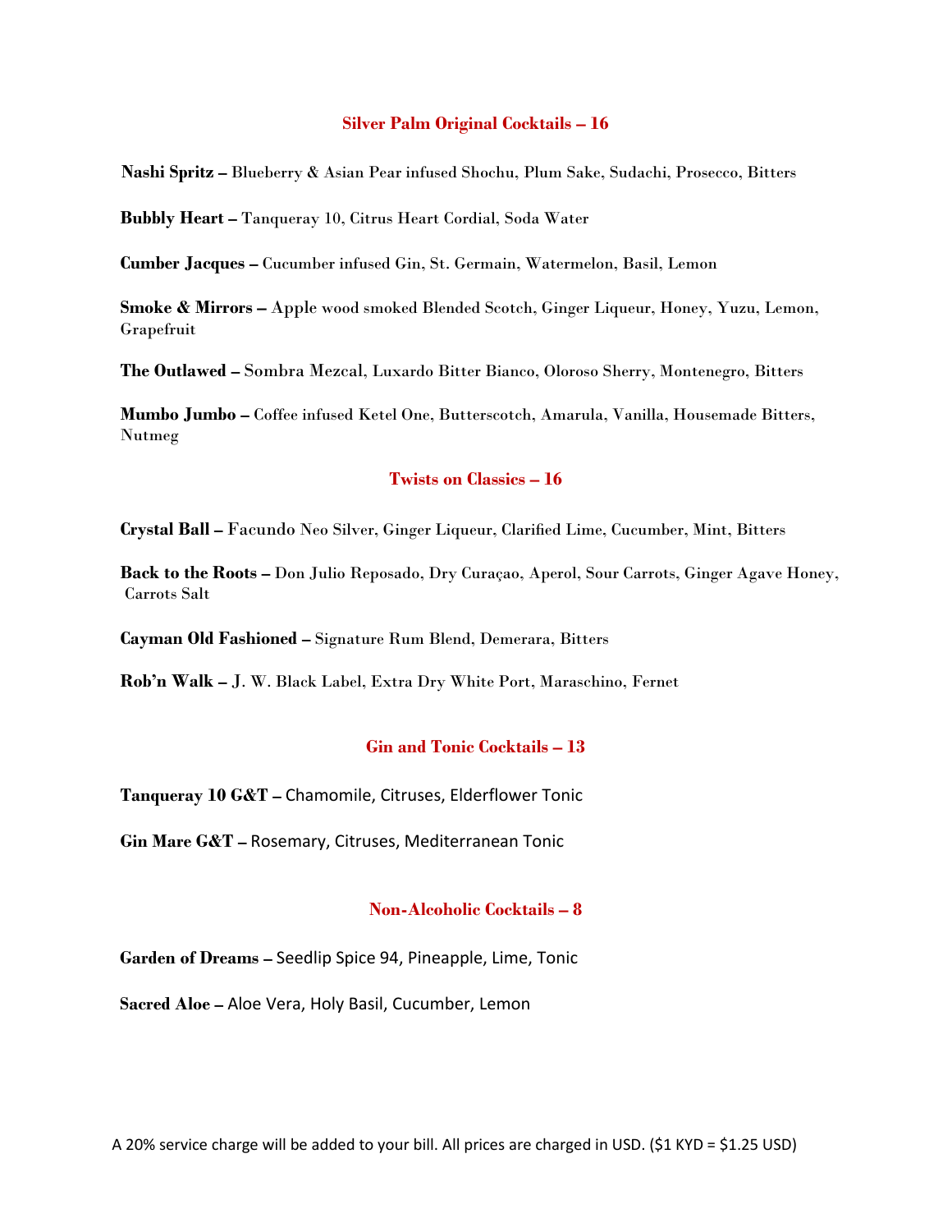## Silver Palm Original Cocktails – 16

**Nashi Spritz** – Blueberry & Asian Pear infused Shochu, Plum Sake, Sudachi, Prosecco, Bitters

**Bubbly Heart** – Tanqueray 10, Citrus Heart Cordial, Soda Water

**Cumber Jacques** – Cucumber infused Gin, St. Germain, Watermelon, Basil, Lemon

**Smoke & Mirrors** – Apple wood smoked Blended Scotch, Ginger Liqueur, Honey, Yuzu, Lemon, Grapefruit

**The Outlawed** – Sombra Mezcal, Luxardo Bitter Bianco, Oloroso Sherry, Montenegro, Bitters

**Mumbo Jumbo** – Coffee infused Ketel One, Butterscotch, Amarula, Vanilla, Housemade Bitters, Nutmeg

## Twists on Classics – 16

**Crystal Ball** – Facundo Neo Silver, Ginger Liqueur, Clarified Lime, Cucumber, Mint, Bitters

**Back to the Roots** – Don Julio Reposado, Dry Curaçao, Aperol, Sour Carrots, Ginger Agave Honey, Carrots Salt

**Cayman Old Fashioned** – Signature Rum Blend, Demerara, Bitters

**Rob'n Walk** – J. W. Black Label, Extra Dry White Port, Maraschino, Fernet

## Gin and Tonic Cocktails – 13

**Tanqueray 10 G&T** – Chamomile, Citruses, Elderflower Tonic

**Gin Mare G&T** – Rosemary, Citruses, Mediterranean Tonic

## Non-Alcoholic Cocktails – 8

**Garden of Dreams** – Seedlip Spice 94, Pineapple, Lime, Tonic

**Sacred Aloe** – Aloe Vera, Holy Basil, Cucumber, Lemon

A 20% service charge will be added to your bill. All prices are charged in USD. ($1 KYD = $1.25 USD)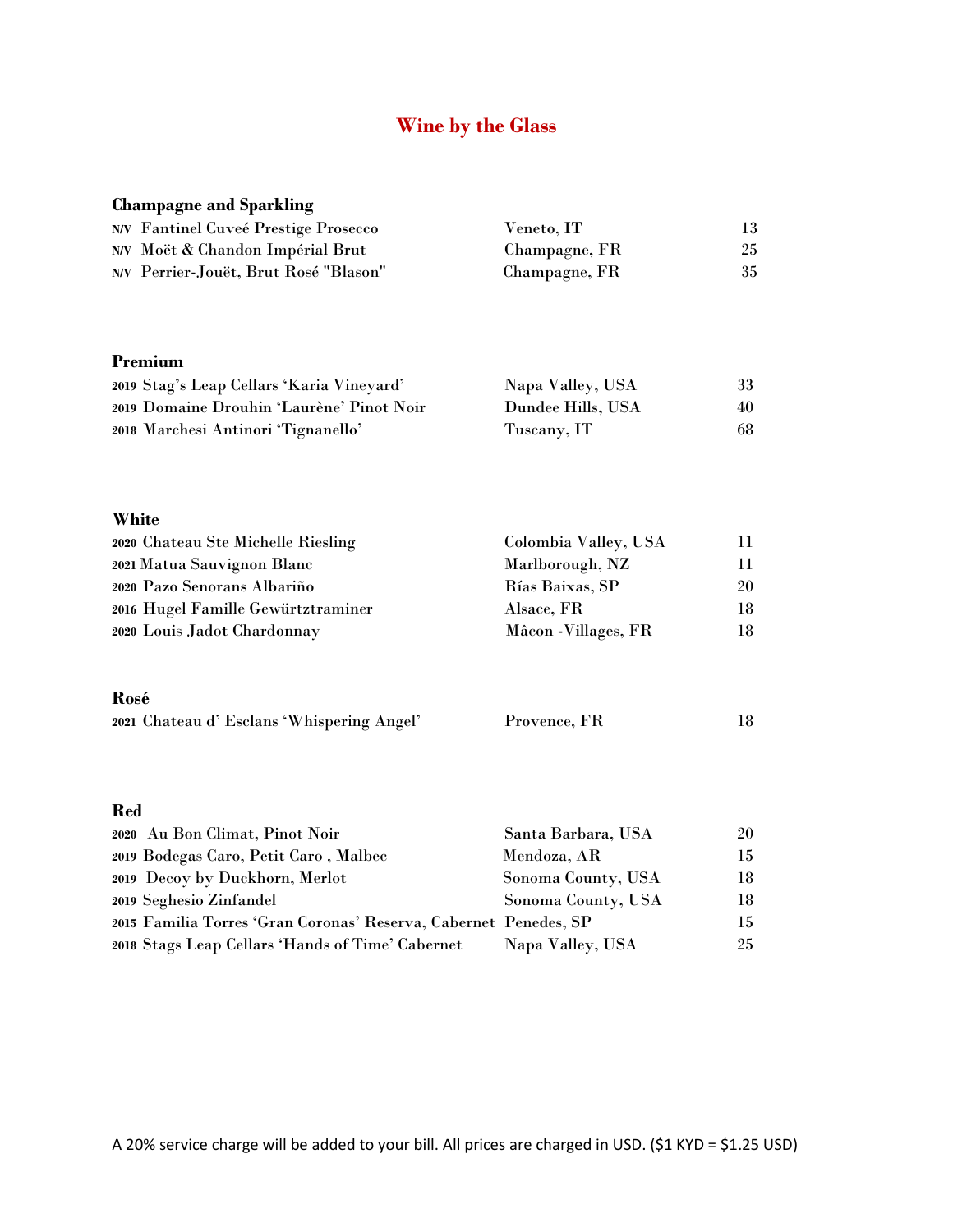# Wine by the Glass

## Champagne and Sparkling

| | | |
|---|---|---|
| N/V Fantinel Cuveé Prestige Prosecco | Veneto, IT | 13 |
| N/V Moët & Chandon Impérial Brut | Champagne, FR | 25 |
| N/V Perrier-Jouët, Brut Rosé "Blason" | Champagne, FR | 35 |

## Premium

| | | |
|---|---|---|
| 2019 Stag's Leap Cellars 'Karia Vineyard' | Napa Valley, USA | 33 |
| 2019 Domaine Drouhin 'Laurène' Pinot Noir | Dundee Hills, USA | 40 |
| 2018 Marchesi Antinori 'Tignanello' | Tuscany, IT | 68 |

## White

| | | |
|---|---|---|
| 2020 Chateau Ste Michelle Riesling | Colombia Valley, USA | 11 |
| 2021 Matua Sauvignon Blanc | Marlborough, NZ | 11 |
| 2020 Pazo Senorans Albariño | Rías Baixas, SP | 20 |
| 2016 Hugel Famille Gewürztraminer | Alsace, FR | 18 |
| 2020 Louis Jadot Chardonnay | Mâcon -Villages, FR | 18 |

## Rosé

| | | |
|---|---|---|
| 2021 Chateau d' Esclans 'Whispering Angel' | Provence, FR | 18 |

## Red

| | | |
|---|---|---|
| 2020 Au Bon Climat, Pinot Noir | Santa Barbara, USA | 20 |
| 2019 Bodegas Caro, Petit Caro , Malbec | Mendoza, AR | 15 |
| 2019 Decoy by Duckhorn, Merlot | Sonoma County, USA | 18 |
| 2019 Seghesio Zinfandel | Sonoma County, USA | 18 |
| 2015 Familia Torres 'Gran Coronas' Reserva, Cabernet | Penedes, SP | 15 |
| 2018 Stags Leap Cellars 'Hands of Time' Cabernet | Napa Valley, USA | 25 |

A 20% service charge will be added to your bill. All prices are charged in USD. ($1 KYD = $1.25 USD)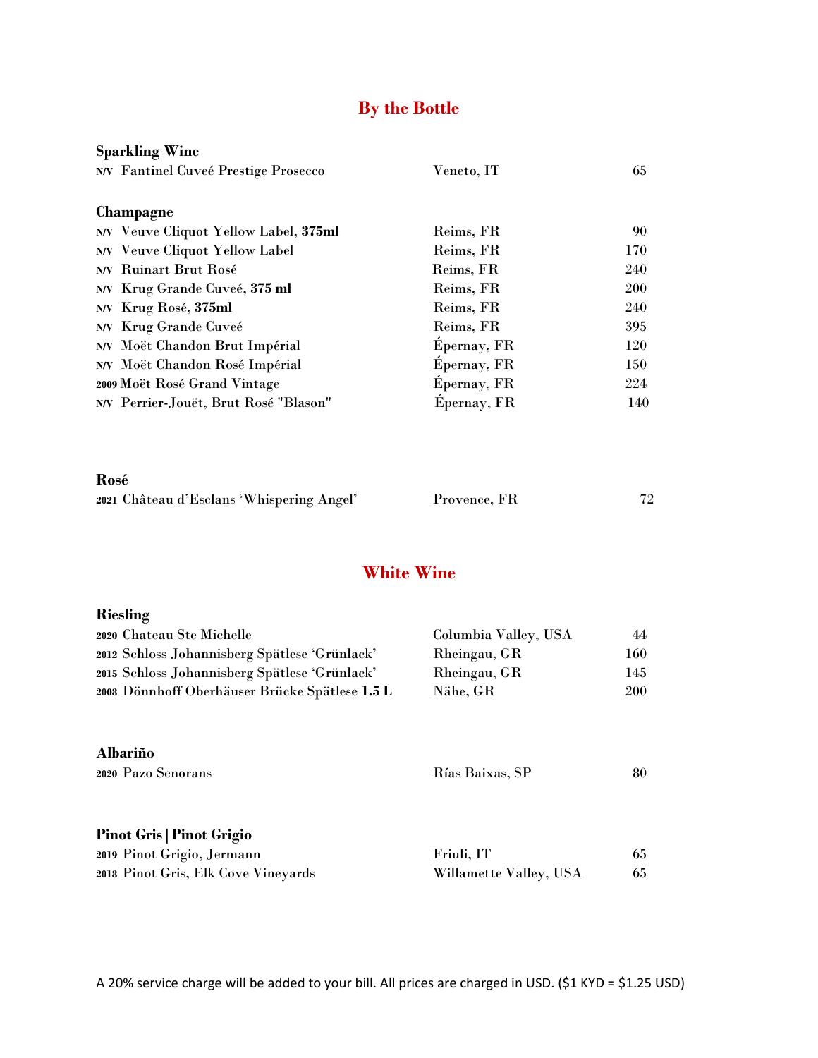## By the Bottle

### Sparkling Wine

| | | |
|---|---|---|
| **N/V** Fantinel Cuveé Prestige Prosecco | Veneto, IT | 65 |

### Champagne

| | | |
|---|---|---|
| **N/V** Veuve Cliquot Yellow Label, **375ml** | Reims, FR | 90 |
| **N/V** Veuve Cliquot Yellow Label | Reims, FR | 170 |
| **N/V** Ruinart Brut Rosé | Reims, FR | 240 |
| **N/V** Krug Grande Cuveé, **375 ml** | Reims, FR | 200 |
| **N/V** Krug Rosé, **375ml** | Reims, FR | 240 |
| **N/V** Krug Grande Cuveé | Reims, FR | 395 |
| **N/V** Moët Chandon Brut Impérial | Épernay, FR | 120 |
| **N/V** Moët Chandon Rosé Impérial | Épernay, FR | 150 |
| **2009** Moët Rosé Grand Vintage | Épernay, FR | 224 |
| **N/V** Perrier-Jouët, Brut Rosé "Blason" | Épernay, FR | 140 |

### Rosé

| | | |
|---|---|---|
| **2021** Château d'Esclans 'Whispering Angel' | Provence, FR | 72 |

## White Wine

### Riesling

| | | |
|---|---|---|
| **2020** Chateau Ste Michelle | Columbia Valley, USA | 44 |
| **2012** Schloss Johannisberg Spätlese 'Grünlack' | Rheingau, GR | 160 |
| **2015** Schloss Johannisberg Spätlese 'Grünlack' | Rheingau, GR | 145 |
| **2008** Dönnhoff Oberhäuser Brücke Spätlese **1.5 L** | Nähe, GR | 200 |

### Albariño

| | | |
|---|---|---|
| **2020** Pazo Senorans | Rías Baixas, SP | 80 |

### Pinot Gris | Pinot Grigio

| | | |
|---|---|---|
| **2019** Pinot Grigio, Jermann | Friuli, IT | 65 |
| **2018** Pinot Gris, Elk Cove Vineyards | Willamette Valley, USA | 65 |

A 20% service charge will be added to your bill. All prices are charged in USD. ($1 KYD = $1.25 USD)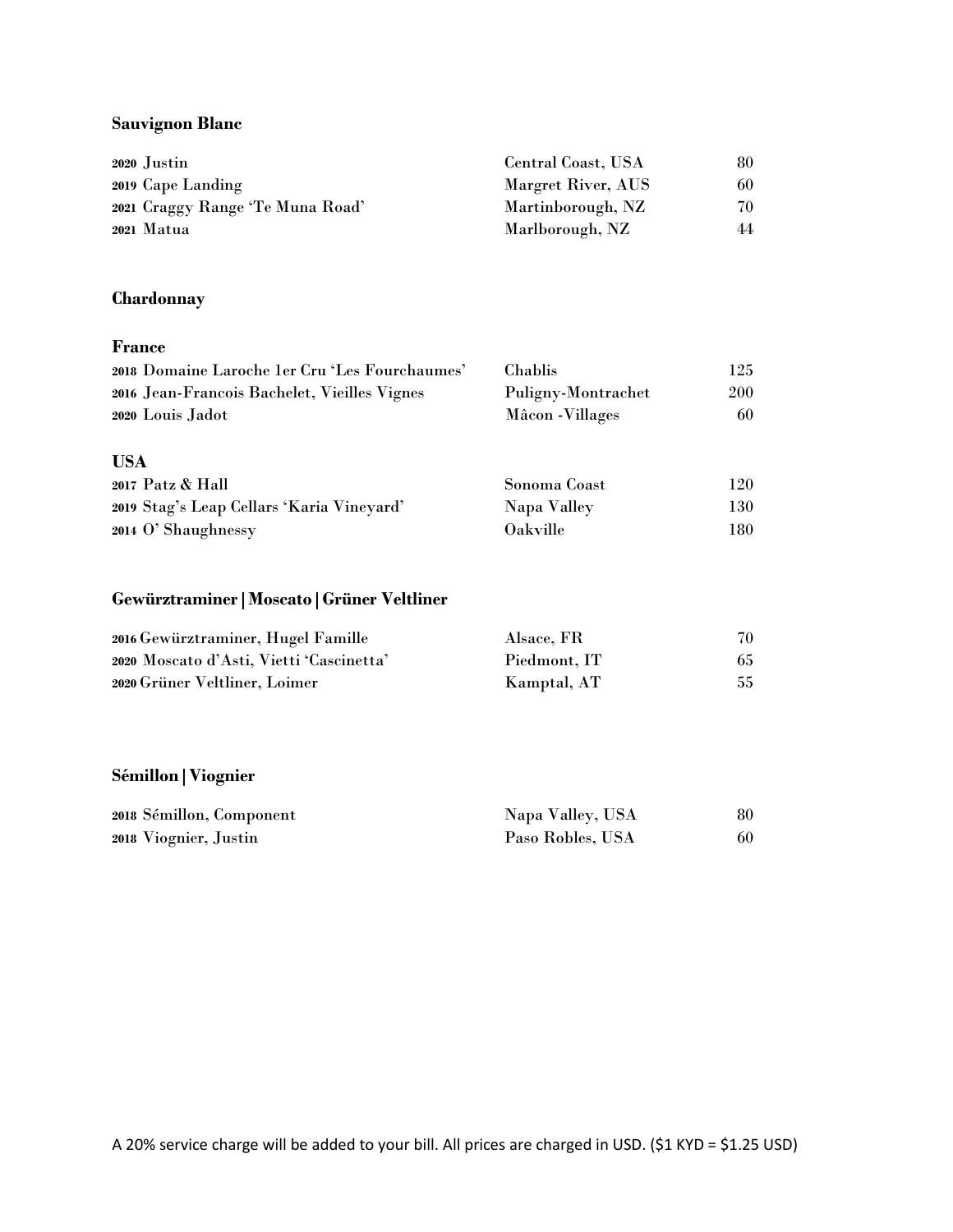## Sauvignon Blanc

| | | |
|---|---|---|
| **2020** Justin | Central Coast, USA | 80 |
| **2019** Cape Landing | Margret River, AUS | 60 |
| **2021** Craggy Range 'Te Muna Road' | Martinborough, NZ | 70 |
| **2021** Matua | Marlborough, NZ | 44 |

## Chardonnay

### France

| | | |
|---|---|---|
| **2018** Domaine Laroche 1er Cru 'Les Fourchaumes' | Chablis | 125 |
| **2016** Jean-Francois Bachelet, Vieilles Vignes | Puligny-Montrachet | 200 |
| **2020** Louis Jadot | Mâcon -Villages | 60 |

### USA

| | | |
|---|---|---|
| **2017** Patz & Hall | Sonoma Coast | 120 |
| **2019** Stag's Leap Cellars 'Karia Vineyard' | Napa Valley | 130 |
| **2014** O' Shaughnessy | Oakville | 180 |

## Gewürztraminer | Moscato | Grüner Veltliner

| | | |
|---|---|---|
| **2016** Gewürztraminer, Hugel Famille | Alsace, FR | 70 |
| **2020** Moscato d'Asti, Vietti 'Cascinetta' | Piedmont, IT | 65 |
| **2020** Grüner Veltliner, Loimer | Kamptal, AT | 55 |

## Sémillon | Viognier

| | | |
|---|---|---|
| **2018** Sémillon, Component | Napa Valley, USA | 80 |
| **2018** Viognier, Justin | Paso Robles, USA | 60 |

A 20% service charge will be added to your bill. All prices are charged in USD. ($1 KYD = $1.25 USD)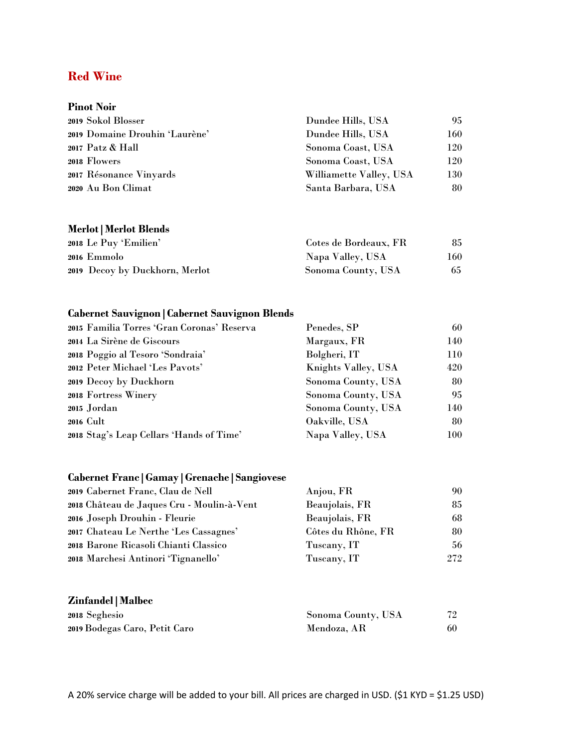## Red Wine

### Pinot Noir

| | | |
|---|---|---|
| **2019** Sokol Blosser | Dundee Hills, USA | 95 |
| **2019** Domaine Drouhin 'Laurène' | Dundee Hills, USA | 160 |
| **2017** Patz & Hall | Sonoma Coast, USA | 120 |
| **2018** Flowers | Sonoma Coast, USA | 120 |
| **2017** Résonance Vinyards | Williamette Valley, USA | 130 |
| **2020** Au Bon Climat | Santa Barbara, USA | 80 |

### Merlot | Merlot Blends

| | | |
|---|---|---|
| **2018** Le Puy 'Emilien' | Cotes de Bordeaux, FR | 85 |
| **2016** Emmolo | Napa Valley, USA | 160 |
| **2019** Decoy by Duckhorn, Merlot | Sonoma County, USA | 65 |

### Cabernet Sauvignon | Cabernet Sauvignon Blends

| | | |
|---|---|---|
| **2015** Familia Torres 'Gran Coronas' Reserva | Penedes, SP | 60 |
| **2014** La Sirène de Giscours | Margaux, FR | 140 |
| **2018** Poggio al Tesoro 'Sondraia' | Bolgheri, IT | 110 |
| **2012** Peter Michael 'Les Pavots' | Knights Valley, USA | 420 |
| **2019** Decoy by Duckhorn | Sonoma County, USA | 80 |
| **2018** Fortress Winery | Sonoma County, USA | 95 |
| **2015** Jordan | Sonoma County, USA | 140 |
| **2016** Cult | Oakville, USA | 80 |
| **2018** Stag's Leap Cellars 'Hands of Time' | Napa Valley, USA | 100 |

### Cabernet Franc | Gamay | Grenache | Sangiovese

| | | |
|---|---|---|
| **2019** Cabernet Franc, Clau de Nell | Anjou, FR | 90 |
| **2018** Château de Jaques Cru - Moulin-à-Vent | Beaujolais, FR | 85 |
| **2016** Joseph Drouhin - Fleurie | Beaujolais, FR | 68 |
| **2017** Chateau Le Nerthe 'Les Cassagnes' | Côtes du Rhône, FR | 80 |
| **2018** Barone Ricasoli Chianti Classico | Tuscany, IT | 56 |
| **2018** Marchesi Antinori 'Tignanello' | Tuscany, IT | 272 |

### Zinfandel | Malbec

| | | |
|---|---|---|
| **2018** Seghesio | Sonoma County, USA | 72 |
| **2019** Bodegas Caro, Petit Caro | Mendoza, AR | 60 |

A 20% service charge will be added to your bill. All prices are charged in USD. ($1 KYD = $1.25 USD)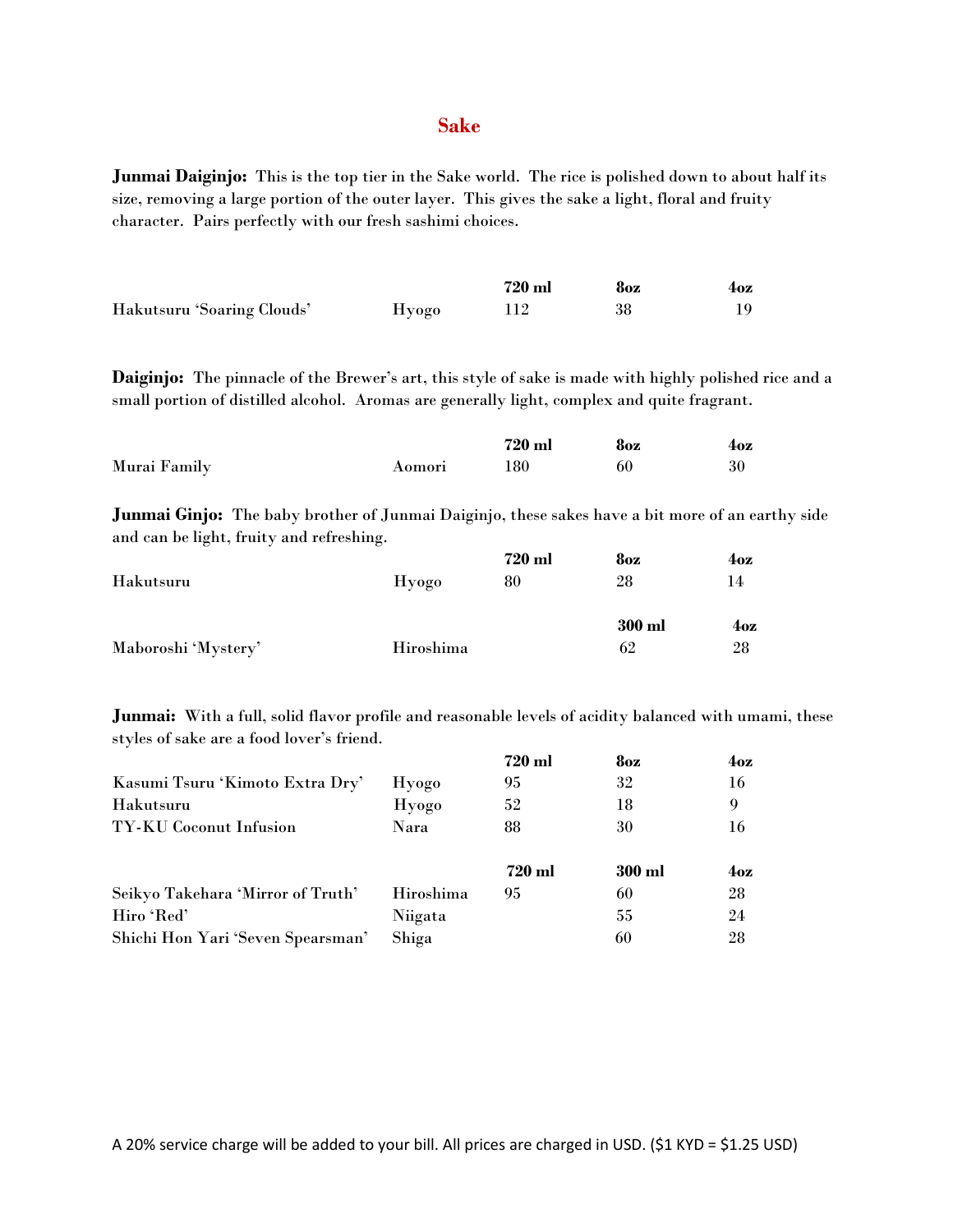# Sake

**Junmai Daiginjo:** This is the top tier in the Sake world. The rice is polished down to about half its size, removing a large portion of the outer layer. This gives the sake a light, floral and fruity character. Pairs perfectly with our fresh sashimi choices.

| | | 720 ml | 8oz | 4oz |
|---|---|---|---|---|
| Hakutsuru 'Soaring Clouds' | Hyogo | 112 | 38 | 19 |

**Daiginjo:** The pinnacle of the Brewer's art, this style of sake is made with highly polished rice and a small portion of distilled alcohol. Aromas are generally light, complex and quite fragrant.

| | | 720 ml | 8oz | 4oz |
|---|---|---|---|---|
| Murai Family | Aomori | 180 | 60 | 30 |

**Junmai Ginjo:** The baby brother of Junmai Daiginjo, these sakes have a bit more of an earthy side and can be light, fruity and refreshing.

| | | 720 ml | 8oz | 4oz |
|---|---|---|---|---|
| Hakutsuru | Hyogo | 80 | 28 | 14 |

| | | 300 ml | 4oz |
|---|---|---|---|
| Maboroshi 'Mystery' | Hiroshima | 62 | 28 |

**Junmai:** With a full, solid flavor profile and reasonable levels of acidity balanced with umami, these styles of sake are a food lover's friend.

| | | 720 ml | 8oz | 4oz |
|---|---|---|---|---|
| Kasumi Tsuru 'Kimoto Extra Dry' | Hyogo | 95 | 32 | 16 |
| Hakutsuru | Hyogo | 52 | 18 | 9 |
| TY-KU Coconut Infusion | Nara | 88 | 30 | 16 |

| | | 720 ml | 300 ml | 4oz |
|---|---|---|---|---|
| Seikyo Takehara 'Mirror of Truth' | Hiroshima | 95 | 60 | 28 |
| Hiro 'Red' | Niigata | | 55 | 24 |
| Shichi Hon Yari 'Seven Spearsman' | Shiga | | 60 | 28 |

A 20% service charge will be added to your bill. All prices are charged in USD. ($1 KYD = $1.25 USD)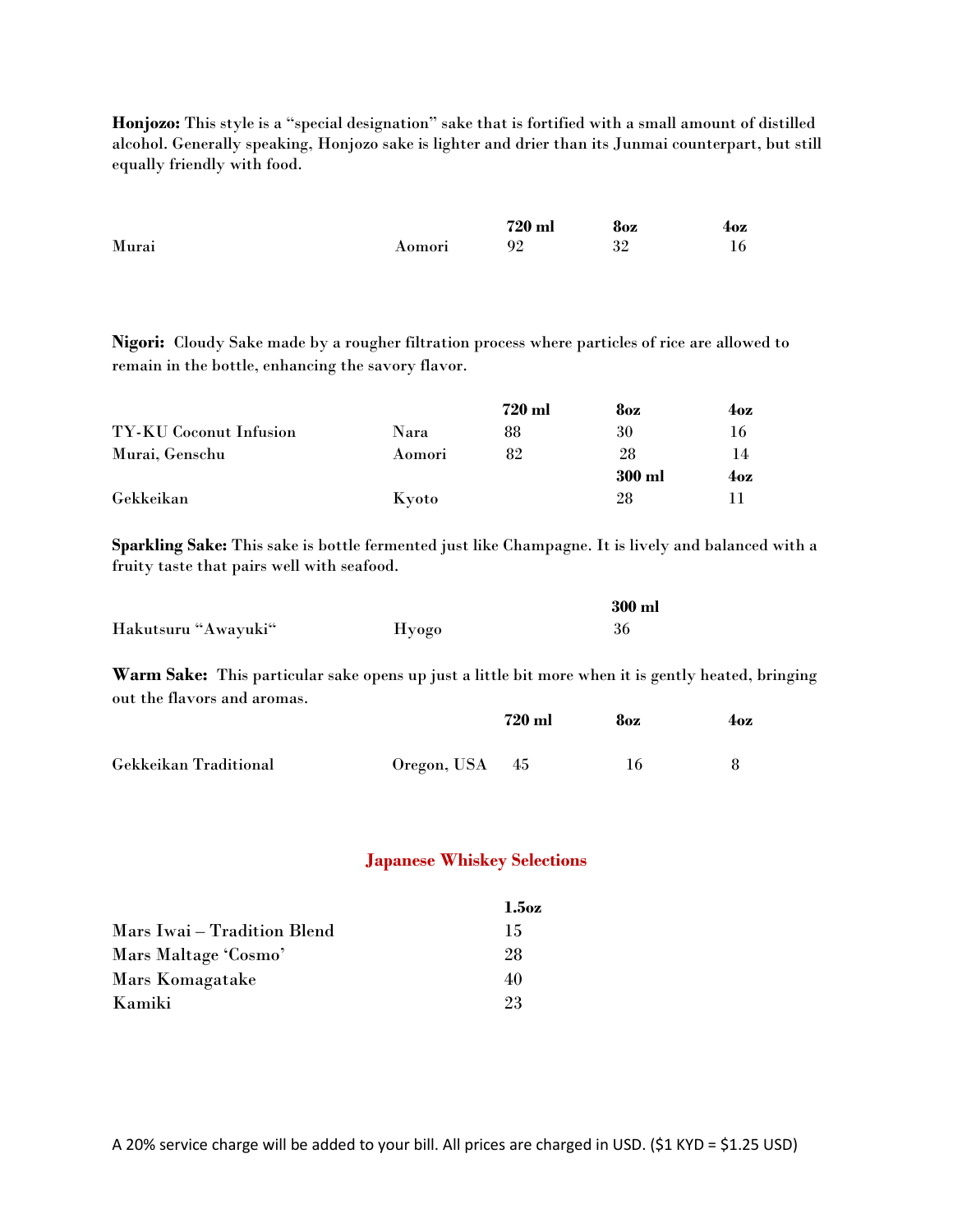**Honjozo:** This style is a "special designation" sake that is fortified with a small amount of distilled alcohol. Generally speaking, Honjozo sake is lighter and drier than its Junmai counterpart, but still equally friendly with food.

| | | 720 ml | 8oz | 4oz |
|---|---|---|---|---|
| Murai | Aomori | 92 | 32 | 16 |

**Nigori:** Cloudy Sake made by a rougher filtration process where particles of rice are allowed to remain in the bottle, enhancing the savory flavor.

| | | 720 ml | 8oz | 4oz |
|---|---|---|---|---|
| TY-KU Coconut Infusion | Nara | 88 | 30 | 16 |
| Murai, Genschu | Aomori | 82 | 28 | 14 |
| | | | **300 ml** | **4oz** |
| Gekkeikan | Kyoto | | 28 | 11 |

**Sparkling Sake:** This sake is bottle fermented just like Champagne. It is lively and balanced with a fruity taste that pairs well with seafood.

| | | 300 ml |
|---|---|---|
| Hakutsuru "Awayuki" | Hyogo | 36 |

**Warm Sake:** This particular sake opens up just a little bit more when it is gently heated, bringing out the flavors and aromas.

| | | 720 ml | 8oz | 4oz |
|---|---|---|---|---|
| Gekkeikan Traditional | Oregon, USA | 45 | 16 | 8 |

## Japanese Whiskey Selections

| | 1.5oz |
|---|---|
| Mars Iwai – Tradition Blend | 15 |
| Mars Maltage 'Cosmo' | 28 |
| Mars Komagatake | 40 |
| Kamiki | 23 |

A 20% service charge will be added to your bill. All prices are charged in USD. ($1 KYD = $1.25 USD)